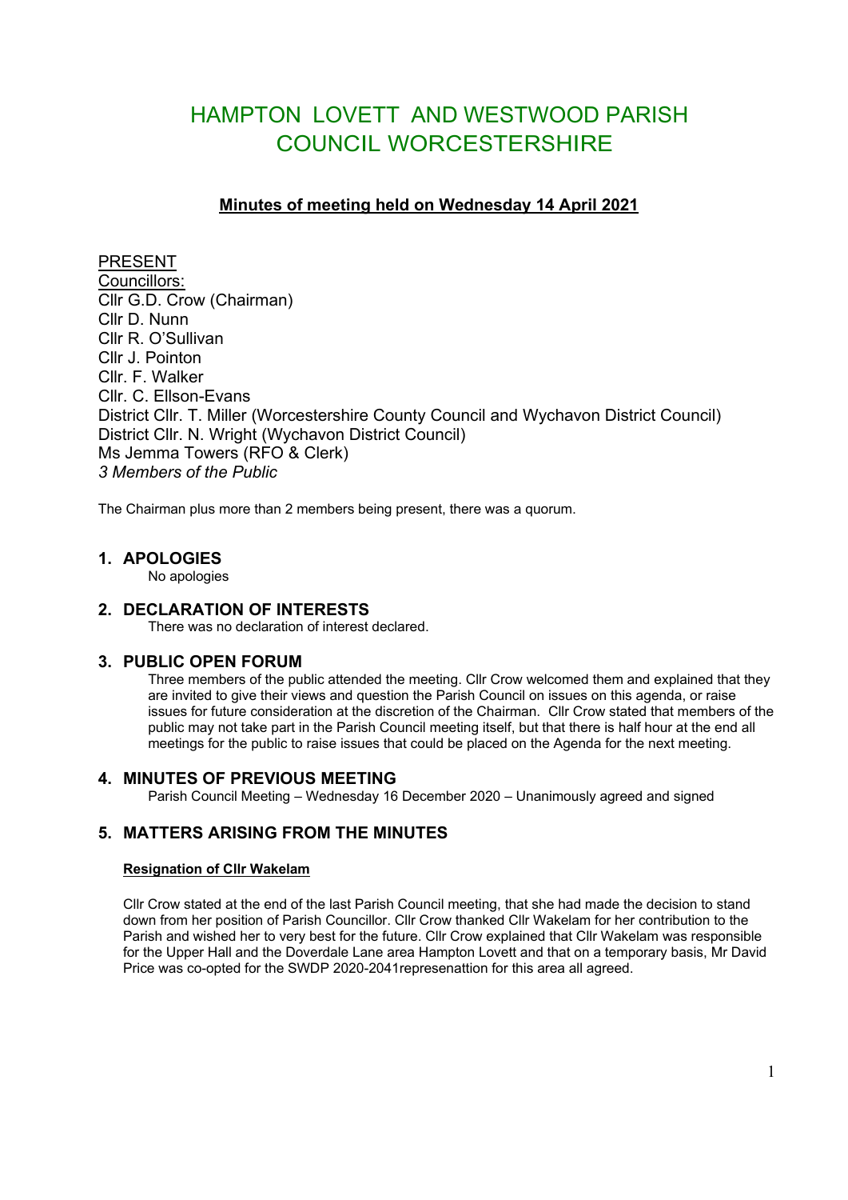# HAMPTON LOVETT AND WESTWOOD PARISH COUNCIL WORCESTERSHIRE

## Minutes of meeting held on Wednesday 14 April 2021

PRESENT
Councillors:
Cllr G.D. Crow (Chairman)
Cllr D. Nunn
Cllr R. O'Sullivan
Cllr J. Pointon
Cllr. F. Walker
Cllr. C. Ellson-Evans
District Cllr. T. Miller (Worcestershire County Council and Wychavon District Council)
District Cllr. N. Wright (Wychavon District Council)
Ms Jemma Towers (RFO & Clerk)
*3 Members of the Public*

The Chairman plus more than 2 members being present, there was a quorum.

### 1. APOLOGIES

No apologies

### 2. DECLARATION OF INTERESTS

There was no declaration of interest declared.

### 3. PUBLIC OPEN FORUM

Three members of the public attended the meeting. Cllr Crow welcomed them and explained that they are invited to give their views and question the Parish Council on issues on this agenda, or raise issues for future consideration at the discretion of the Chairman. Cllr Crow stated that members of the public may not take part in the Parish Council meeting itself, but that there is half hour at the end all meetings for the public to raise issues that could be placed on the Agenda for the next meeting.

### 4. MINUTES OF PREVIOUS MEETING

Parish Council Meeting – Wednesday 16 December 2020 – Unanimously agreed and signed

### 5. MATTERS ARISING FROM THE MINUTES

**Resignation of Cllr Wakelam**

Cllr Crow stated at the end of the last Parish Council meeting, that she had made the decision to stand down from her position of Parish Councillor. Cllr Crow thanked Cllr Wakelam for her contribution to the Parish and wished her to very best for the future. Cllr Crow explained that Cllr Wakelam was responsible for the Upper Hall and the Doverdale Lane area Hampton Lovett and that on a temporary basis, Mr David Price was co-opted for the SWDP 2020-2041represenattion for this area all agreed.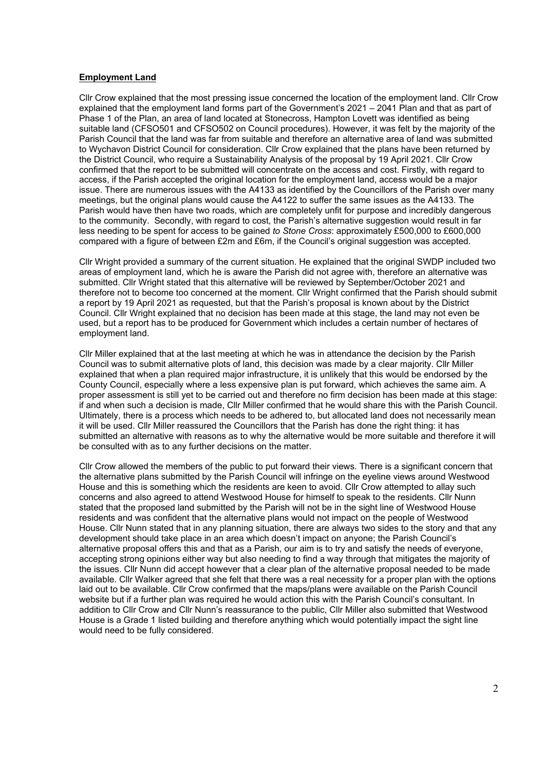## **Employment Land**

Cllr Crow explained that the most pressing issue concerned the location of the employment land. Cllr Crow explained that the employment land forms part of the Government's 2021 – 2041 Plan and that as part of Phase 1 of the Plan, an area of land located at Stonecross, Hampton Lovett was identified as being suitable land (CFSO501 and CFSO502 on Council procedures). However, it was felt by the majority of the Parish Council that the land was far from suitable and therefore an alternative area of land was submitted to Wychavon District Council for consideration. Cllr Crow explained that the plans have been returned by the District Council, who require a Sustainability Analysis of the proposal by 19 April 2021. Cllr Crow confirmed that the report to be submitted will concentrate on the access and cost. Firstly, with regard to access, if the Parish accepted the original location for the employment land, access would be a major issue. There are numerous issues with the A4133 as identified by the Councillors of the Parish over many meetings, but the original plans would cause the A4122 to suffer the same issues as the A4133. The Parish would have then have two roads, which are completely unfit for purpose and incredibly dangerous to the community. Secondly, with regard to cost, the Parish's alternative suggestion would result in far less needing to be spent for access to be gained *to Stone Cross*: approximately £500,000 to £600,000 compared with a figure of between £2m and £6m, if the Council's original suggestion was accepted.

Cllr Wright provided a summary of the current situation. He explained that the original SWDP included two areas of employment land, which he is aware the Parish did not agree with, therefore an alternative was submitted. Cllr Wright stated that this alternative will be reviewed by September/October 2021 and therefore not to become too concerned at the moment. Cllr Wright confirmed that the Parish should submit a report by 19 April 2021 as requested, but that the Parish's proposal is known about by the District Council. Cllr Wright explained that no decision has been made at this stage, the land may not even be used, but a report has to be produced for Government which includes a certain number of hectares of employment land.

Cllr Miller explained that at the last meeting at which he was in attendance the decision by the Parish Council was to submit alternative plots of land, this decision was made by a clear majority. Cllr Miller explained that when a plan required major infrastructure, it is unlikely that this would be endorsed by the County Council, especially where a less expensive plan is put forward, which achieves the same aim. A proper assessment is still yet to be carried out and therefore no firm decision has been made at this stage: if and when such a decision is made, Cllr Miller confirmed that he would share this with the Parish Council. Ultimately, there is a process which needs to be adhered to, but allocated land does not necessarily mean it will be used. Cllr Miller reassured the Councillors that the Parish has done the right thing: it has submitted an alternative with reasons as to why the alternative would be more suitable and therefore it will be consulted with as to any further decisions on the matter.

Cllr Crow allowed the members of the public to put forward their views. There is a significant concern that the alternative plans submitted by the Parish Council will infringe on the eyeline views around Westwood House and this is something which the residents are keen to avoid. Cllr Crow attempted to allay such concerns and also agreed to attend Westwood House for himself to speak to the residents. Cllr Nunn stated that the proposed land submitted by the Parish will not be in the sight line of Westwood House residents and was confident that the alternative plans would not impact on the people of Westwood House. Cllr Nunn stated that in any planning situation, there are always two sides to the story and that any development should take place in an area which doesn't impact on anyone; the Parish Council's alternative proposal offers this and that as a Parish, our aim is to try and satisfy the needs of everyone, accepting strong opinions either way but also needing to find a way through that mitigates the majority of the issues. Cllr Nunn did accept however that a clear plan of the alternative proposal needed to be made available. Cllr Walker agreed that she felt that there was a real necessity for a proper plan with the options laid out to be available. Cllr Crow confirmed that the maps/plans were available on the Parish Council website but if a further plan was required he would action this with the Parish Council's consultant. In addition to Cllr Crow and Cllr Nunn's reassurance to the public, Cllr Miller also submitted that Westwood House is a Grade 1 listed building and therefore anything which would potentially impact the sight line would need to be fully considered.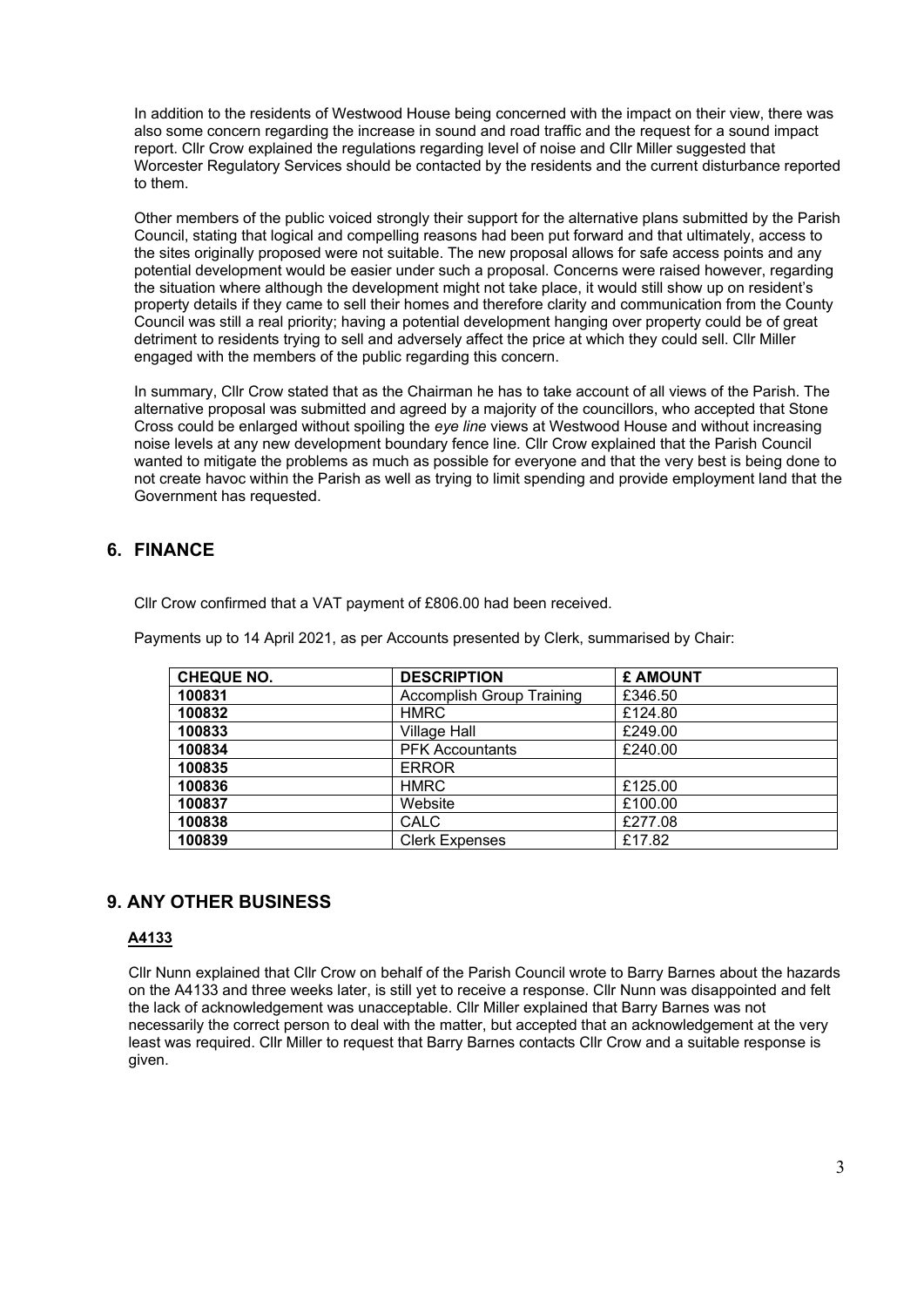In addition to the residents of Westwood House being concerned with the impact on their view, there was also some concern regarding the increase in sound and road traffic and the request for a sound impact report. Cllr Crow explained the regulations regarding level of noise and Cllr Miller suggested that Worcester Regulatory Services should be contacted by the residents and the current disturbance reported to them.

Other members of the public voiced strongly their support for the alternative plans submitted by the Parish Council, stating that logical and compelling reasons had been put forward and that ultimately, access to the sites originally proposed were not suitable. The new proposal allows for safe access points and any potential development would be easier under such a proposal. Concerns were raised however, regarding the situation where although the development might not take place, it would still show up on resident's property details if they came to sell their homes and therefore clarity and communication from the County Council was still a real priority; having a potential development hanging over property could be of great detriment to residents trying to sell and adversely affect the price at which they could sell. Cllr Miller engaged with the members of the public regarding this concern.

In summary, Cllr Crow stated that as the Chairman he has to take account of all views of the Parish. The alternative proposal was submitted and agreed by a majority of the councillors, who accepted that Stone Cross could be enlarged without spoiling the *eye line* views at Westwood House and without increasing noise levels at any new development boundary fence line. Cllr Crow explained that the Parish Council wanted to mitigate the problems as much as possible for everyone and that the very best is being done to not create havoc within the Parish as well as trying to limit spending and provide employment land that the Government has requested.

## 6. FINANCE

Cllr Crow confirmed that a VAT payment of £806.00 had been received.

Payments up to 14 April 2021, as per Accounts presented by Clerk, summarised by Chair:

| CHEQUE NO. | DESCRIPTION | £ AMOUNT |
|---|---|---|
| 100831 | Accomplish Group Training | £346.50 |
| 100832 | HMRC | £124.80 |
| 100833 | Village Hall | £249.00 |
| 100834 | PFK Accountants | £240.00 |
| 100835 | ERROR | |
| 100836 | HMRC | £125.00 |
| 100837 | Website | £100.00 |
| 100838 | CALC | £277.08 |
| 100839 | Clerk Expenses | £17.82 |

## 9. ANY OTHER BUSINESS

### A4133

Cllr Nunn explained that Cllr Crow on behalf of the Parish Council wrote to Barry Barnes about the hazards on the A4133 and three weeks later, is still yet to receive a response. Cllr Nunn was disappointed and felt the lack of acknowledgement was unacceptable. Cllr Miller explained that Barry Barnes was not necessarily the correct person to deal with the matter, but accepted that an acknowledgement at the very least was required. Cllr Miller to request that Barry Barnes contacts Cllr Crow and a suitable response is given.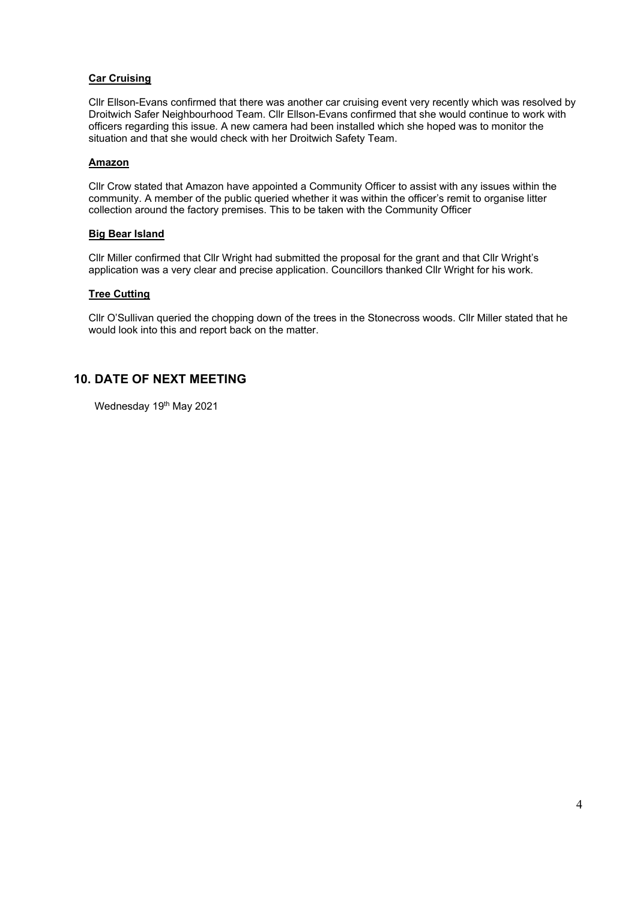**Car Cruising**

Cllr Ellson-Evans confirmed that there was another car cruising event very recently which was resolved by Droitwich Safer Neighbourhood Team. Cllr Ellson-Evans confirmed that she would continue to work with officers regarding this issue. A new camera had been installed which she hoped was to monitor the situation and that she would check with her Droitwich Safety Team.

**Amazon**

Cllr Crow stated that Amazon have appointed a Community Officer to assist with any issues within the community. A member of the public queried whether it was within the officer's remit to organise litter collection around the factory premises. This to be taken with the Community Officer

**Big Bear Island**

Cllr Miller confirmed that Cllr Wright had submitted the proposal for the grant and that Cllr Wright's application was a very clear and precise application. Councillors thanked Cllr Wright for his work.

**Tree Cutting**

Cllr O'Sullivan queried the chopping down of the trees in the Stonecross woods. Cllr Miller stated that he would look into this and report back on the matter.

## 10. DATE OF NEXT MEETING

Wednesday 19th May 2021